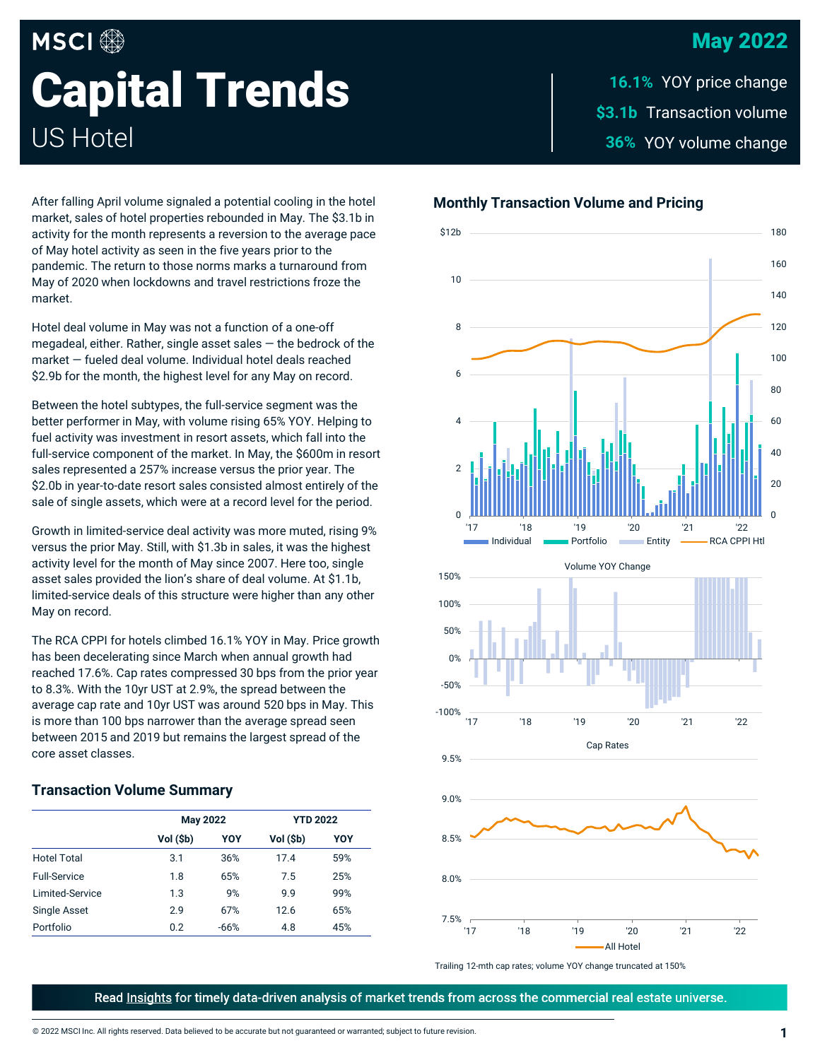# MSCI Capital Trends

## US Hotel

**May 2022**

**16.1%** YOY price change

**$3.1b** Transaction volume

**36%** YOY volume change

After falling April volume signaled a potential cooling in the hotel market, sales of hotel properties rebounded in May. The $3.1b in activity for the month represents a reversion to the average pace of May hotel activity as seen in the five years prior to the pandemic. The return to those norms marks a turnaround from May of 2020 when lockdowns and travel restrictions froze the market.

Hotel deal volume in May was not a function of a one-off megadeal, either. Rather, single asset sales — the bedrock of the market — fueled deal volume. Individual hotel deals reached $2.9b for the month, the highest level for any May on record.

Between the hotel subtypes, the full-service segment was the better performer in May, with volume rising 65% YOY. Helping to fuel activity was investment in resort assets, which fall into the full-service component of the market. In May, the $600m in resort sales represented a 257% increase versus the prior year. The $2.0b in year-to-date resort sales consisted almost entirely of the sale of single assets, which were at a record level for the period.

Growth in limited-service deal activity was more muted, rising 9% versus the prior May. Still, with $1.3b in sales, it was the highest activity level for the month of May since 2007. Here too, single asset sales provided the lion's share of deal volume. At $1.1b, limited-service deals of this structure were higher than any other May on record.

The RCA CPPI for hotels climbed 16.1% YOY in May. Price growth has been decelerating since March when annual growth had reached 17.6%. Cap rates compressed 30 bps from the prior year to 8.3%. With the 10yr UST at 2.9%, the spread between the average cap rate and 10yr UST was around 520 bps in May. This is more than 100 bps narrower than the average spread seen between 2015 and 2019 but remains the largest spread of the core asset classes.

### Transaction Volume Summary

| | May 2022 | | YTD 2022 | |
|---|---|---|---|---|
| | Vol ($b) | YOY | Vol ($b) | YOY |
| Hotel Total | 3.1 | 36% | 17.4 | 59% |
| Full-Service | 1.8 | 65% | 7.5 | 25% |
| Limited-Service | 1.3 | 9% | 9.9 | 99% |
| Single Asset | 2.9 | 67% | 12.6 | 65% |
| Portfolio | 0.2 | -66% | 4.8 | 45% |

### Monthly Transaction Volume and Pricing

Individual | Portfolio | Entity | RCA CPPI Htl

Volume YOY Change

Cap Rates

All Hotel

Trailing 12-mth cap rates; volume YOY change truncated at 150%

Read Insights for timely data-driven analysis of market trends from across the commercial real estate universe.

© 2022 MSCI Inc. All rights reserved. Data believed to be accurate but not guaranteed or warranted; subject to future revision.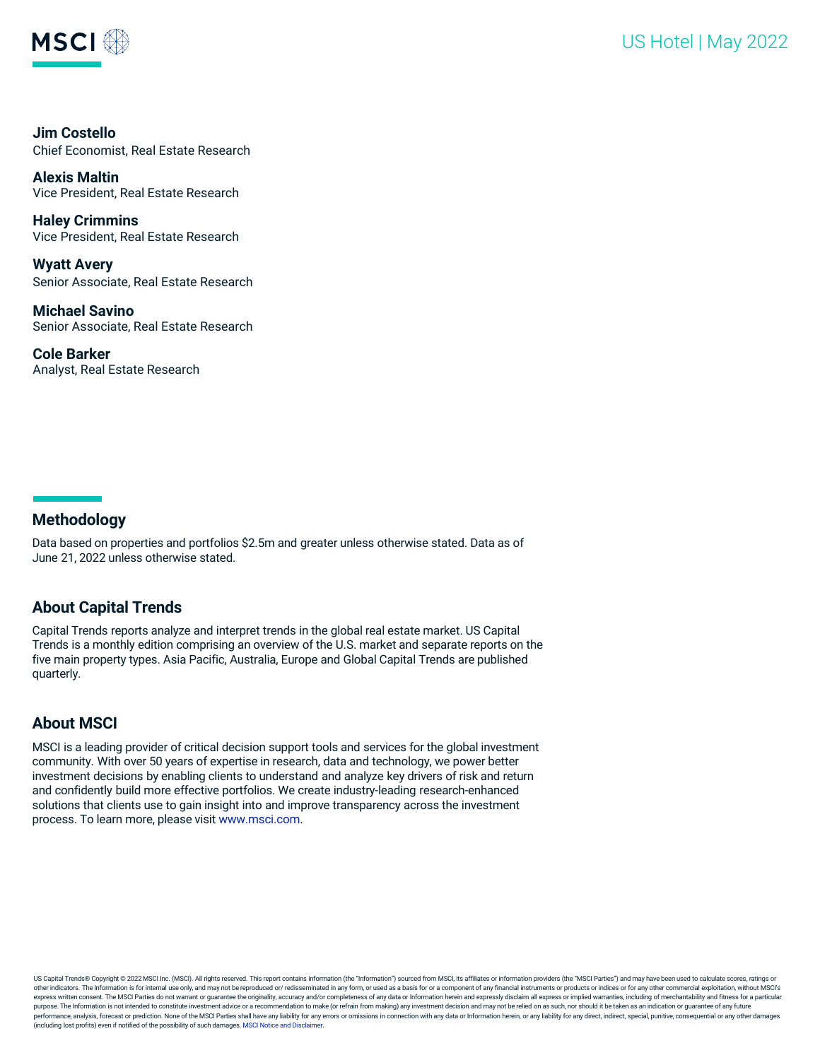**Jim Costello**
Chief Economist, Real Estate Research

**Alexis Maltin**
Vice President, Real Estate Research

**Haley Crimmins**
Vice President, Real Estate Research

**Wyatt Avery**
Senior Associate, Real Estate Research

**Michael Savino**
Senior Associate, Real Estate Research

**Cole Barker**
Analyst, Real Estate Research

## Methodology

Data based on properties and portfolios $2.5m and greater unless otherwise stated. Data as of June 21, 2022 unless otherwise stated.

## About Capital Trends

Capital Trends reports analyze and interpret trends in the global real estate market. US Capital Trends is a monthly edition comprising an overview of the U.S. market and separate reports on the five main property types. Asia Pacific, Australia, Europe and Global Capital Trends are published quarterly.

## About MSCI

MSCI is a leading provider of critical decision support tools and services for the global investment community. With over 50 years of expertise in research, data and technology, we power better investment decisions by enabling clients to understand and analyze key drivers of risk and return and confidently build more effective portfolios. We create industry-leading research-enhanced solutions that clients use to gain insight into and improve transparency across the investment process. To learn more, please visit www.msci.com.

US Capital Trends® Copyright © 2022 MSCI Inc. (MSCI). All rights reserved. This report contains information (the "Information") sourced from MSCI, its affiliates or information providers (the "MSCI Parties") and may have been used to calculate scores, ratings or other indicators. The Information is for internal use only, and may not be reproduced or/ redisseminated in any form, or used as a basis for or a component of any financial instruments or products or indices or for any other commercial exploitation, without MSCI's express written consent. The MSCI Parties do not warrant or guarantee the originality, accuracy and/or completeness of any data or Information herein and expressly disclaim all express or implied warranties, including of merchantability and fitness for a particular purpose. The Information is not intended to constitute investment advice or a recommendation to make (or refrain from making) any investment decision and may not be relied on as such, nor should it be taken as an indication or guarantee of any future performance, analysis, forecast or prediction. None of the MSCI Parties shall have any liability for any errors or omissions in connection with any data or Information herein, or any liability for any direct, indirect, special, punitive, consequential or any other damages (including lost profits) even if notified of the possibility of such damages. MSCI Notice and Disclaimer.